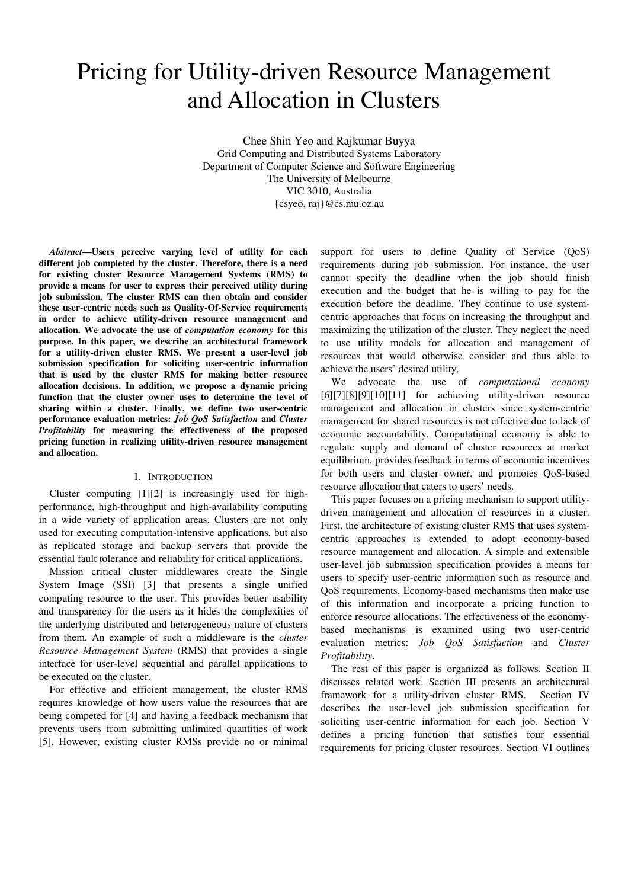# Pricing for Utility-driven Resource Management and Allocation in Clusters

Chee Shin Yeo and Rajkumar Buyya
Grid Computing and Distributed Systems Laboratory
Department of Computer Science and Software Engineering
The University of Melbourne
VIC 3010, Australia
{csyeo, raj}@cs.mu.oz.au

***Abstract*—Users perceive varying level of utility for each different job completed by the cluster. Therefore, there is a need for existing cluster Resource Management Systems (RMS) to provide a means for user to express their perceived utility during job submission. The cluster RMS can then obtain and consider these user-centric needs such as Quality-Of-Service requirements in order to achieve utility-driven resource management and allocation. We advocate the use of *computation economy* for this purpose. In this paper, we describe an architectural framework for a utility-driven cluster RMS. We present a user-level job submission specification for soliciting user-centric information that is used by the cluster RMS for making better resource allocation decisions. In addition, we propose a dynamic pricing function that the cluster owner uses to determine the level of sharing within a cluster. Finally, we define two user-centric performance evaluation metrics: *Job QoS Satisfaction* and *Cluster Profitability* for measuring the effectiveness of the proposed pricing function in realizing utility-driven resource management and allocation.**

## I. Introduction

Cluster computing [1][2] is increasingly used for high-performance, high-throughput and high-availability computing in a wide variety of application areas. Clusters are not only used for executing computation-intensive applications, but also as replicated storage and backup servers that provide the essential fault tolerance and reliability for critical applications.

Mission critical cluster middlewares create the Single System Image (SSI) [3] that presents a single unified computing resource to the user. This provides better usability and transparency for the users as it hides the complexities of the underlying distributed and heterogeneous nature of clusters from them. An example of such a middleware is the *cluster Resource Management System* (RMS) that provides a single interface for user-level sequential and parallel applications to be executed on the cluster.

For effective and efficient management, the cluster RMS requires knowledge of how users value the resources that are being competed for [4] and having a feedback mechanism that prevents users from submitting unlimited quantities of work [5]. However, existing cluster RMSs provide no or minimal support for users to define Quality of Service (QoS) requirements during job submission. For instance, the user cannot specify the deadline when the job should finish execution and the budget that he is willing to pay for the execution before the deadline. They continue to use system-centric approaches that focus on increasing the throughput and maximizing the utilization of the cluster. They neglect the need to use utility models for allocation and management of resources that would otherwise consider and thus able to achieve the users' desired utility.

We advocate the use of *computational economy* [6][7][8][9][10][11] for achieving utility-driven resource management and allocation in clusters since system-centric management for shared resources is not effective due to lack of economic accountability. Computational economy is able to regulate supply and demand of cluster resources at market equilibrium, provides feedback in terms of economic incentives for both users and cluster owner, and promotes QoS-based resource allocation that caters to users' needs.

This paper focuses on a pricing mechanism to support utility-driven management and allocation of resources in a cluster. First, the architecture of existing cluster RMS that uses system-centric approaches is extended to adopt economy-based resource management and allocation. A simple and extensible user-level job submission specification provides a means for users to specify user-centric information such as resource and QoS requirements. Economy-based mechanisms then make use of this information and incorporate a pricing function to enforce resource allocations. The effectiveness of the economy-based mechanisms is examined using two user-centric evaluation metrics: *Job QoS Satisfaction* and *Cluster Profitability*.

The rest of this paper is organized as follows. Section II discusses related work. Section III presents an architectural framework for a utility-driven cluster RMS. Section IV describes the user-level job submission specification for soliciting user-centric information for each job. Section V defines a pricing function that satisfies four essential requirements for pricing cluster resources. Section VI outlines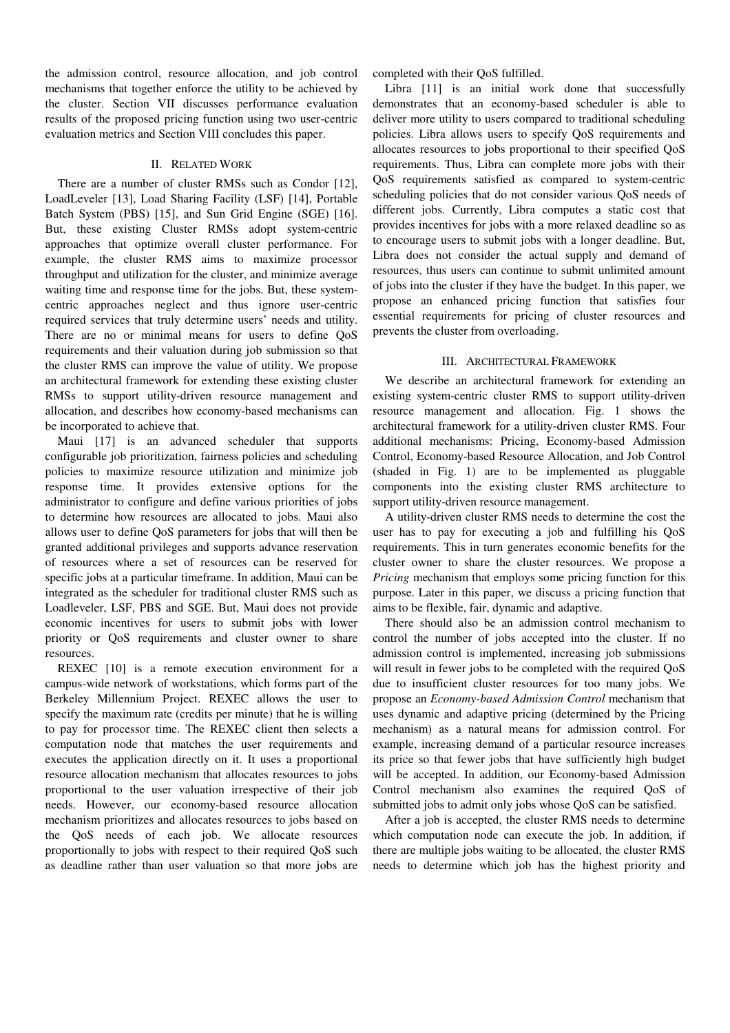the admission control, resource allocation, and job control mechanisms that together enforce the utility to be achieved by the cluster. Section VII discusses performance evaluation results of the proposed pricing function using two user-centric evaluation metrics and Section VIII concludes this paper.

## II. Related Work

There are a number of cluster RMSs such as Condor [12], LoadLeveler [13], Load Sharing Facility (LSF) [14], Portable Batch System (PBS) [15], and Sun Grid Engine (SGE) [16]. But, these existing Cluster RMSs adopt system-centric approaches that optimize overall cluster performance. For example, the cluster RMS aims to maximize processor throughput and utilization for the cluster, and minimize average waiting time and response time for the jobs. But, these system-centric approaches neglect and thus ignore user-centric required services that truly determine users' needs and utility. There are no or minimal means for users to define QoS requirements and their valuation during job submission so that the cluster RMS can improve the value of utility. We propose an architectural framework for extending these existing cluster RMSs to support utility-driven resource management and allocation, and describes how economy-based mechanisms can be incorporated to achieve that.

Maui [17] is an advanced scheduler that supports configurable job prioritization, fairness policies and scheduling policies to maximize resource utilization and minimize job response time. It provides extensive options for the administrator to configure and define various priorities of jobs to determine how resources are allocated to jobs. Maui also allows user to define QoS parameters for jobs that will then be granted additional privileges and supports advance reservation of resources where a set of resources can be reserved for specific jobs at a particular timeframe. In addition, Maui can be integrated as the scheduler for traditional cluster RMS such as Loadleveler, LSF, PBS and SGE. But, Maui does not provide economic incentives for users to submit jobs with lower priority or QoS requirements and cluster owner to share resources.

REXEC [10] is a remote execution environment for a campus-wide network of workstations, which forms part of the Berkeley Millennium Project. REXEC allows the user to specify the maximum rate (credits per minute) that he is willing to pay for processor time. The REXEC client then selects a computation node that matches the user requirements and executes the application directly on it. It uses a proportional resource allocation mechanism that allocates resources to jobs proportional to the user valuation irrespective of their job needs. However, our economy-based resource allocation mechanism prioritizes and allocates resources to jobs based on the QoS needs of each job. We allocate resources proportionally to jobs with respect to their required QoS such as deadline rather than user valuation so that more jobs are completed with their QoS fulfilled.

Libra [11] is an initial work done that successfully demonstrates that an economy-based scheduler is able to deliver more utility to users compared to traditional scheduling policies. Libra allows users to specify QoS requirements and allocates resources to jobs proportional to their specified QoS requirements. Thus, Libra can complete more jobs with their QoS requirements satisfied as compared to system-centric scheduling policies that do not consider various QoS needs of different jobs. Currently, Libra computes a static cost that provides incentives for jobs with a more relaxed deadline so as to encourage users to submit jobs with a longer deadline. But, Libra does not consider the actual supply and demand of resources, thus users can continue to submit unlimited amount of jobs into the cluster if they have the budget. In this paper, we propose an enhanced pricing function that satisfies four essential requirements for pricing of cluster resources and prevents the cluster from overloading.

## III. Architectural Framework

We describe an architectural framework for extending an existing system-centric cluster RMS to support utility-driven resource management and allocation. Fig. 1 shows the architectural framework for a utility-driven cluster RMS. Four additional mechanisms: Pricing, Economy-based Admission Control, Economy-based Resource Allocation, and Job Control (shaded in Fig. 1) are to be implemented as pluggable components into the existing cluster RMS architecture to support utility-driven resource management.

A utility-driven cluster RMS needs to determine the cost the user has to pay for executing a job and fulfilling his QoS requirements. This in turn generates economic benefits for the cluster owner to share the cluster resources. We propose a *Pricing* mechanism that employs some pricing function for this purpose. Later in this paper, we discuss a pricing function that aims to be flexible, fair, dynamic and adaptive.

There should also be an admission control mechanism to control the number of jobs accepted into the cluster. If no admission control is implemented, increasing job submissions will result in fewer jobs to be completed with the required QoS due to insufficient cluster resources for too many jobs. We propose an *Economy-based Admission Control* mechanism that uses dynamic and adaptive pricing (determined by the Pricing mechanism) as a natural means for admission control. For example, increasing demand of a particular resource increases its price so that fewer jobs that have sufficiently high budget will be accepted. In addition, our Economy-based Admission Control mechanism also examines the required QoS of submitted jobs to admit only jobs whose QoS can be satisfied.

After a job is accepted, the cluster RMS needs to determine which computation node can execute the job. In addition, if there are multiple jobs waiting to be allocated, the cluster RMS needs to determine which job has the highest priority and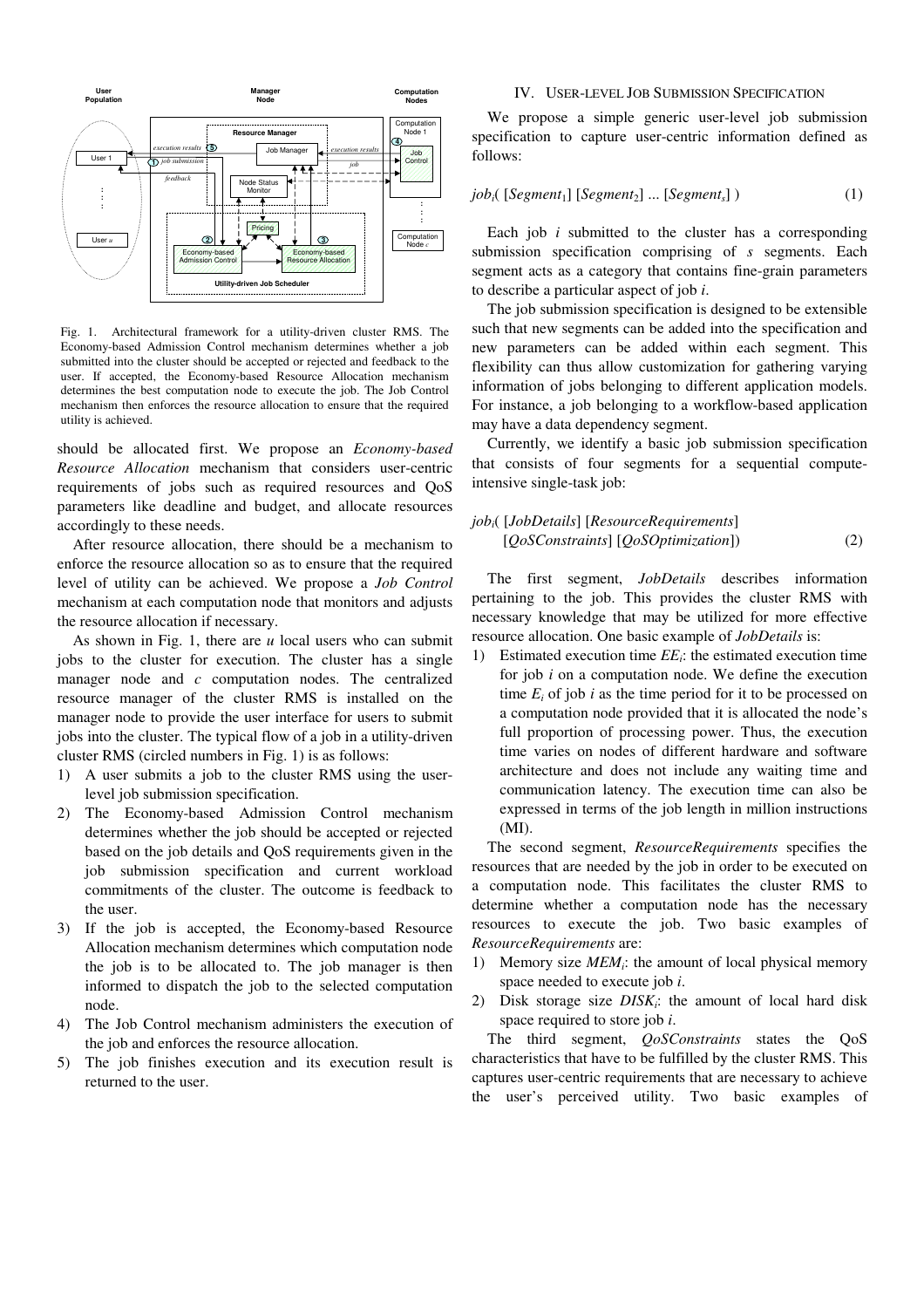Fig. 1. Architectural framework for a utility-driven cluster RMS. The Economy-based Admission Control mechanism determines whether a job submitted into the cluster should be accepted or rejected and feedback to the user. If accepted, the Economy-based Resource Allocation mechanism determines the best computation node to execute the job. The Job Control mechanism then enforces the resource allocation to ensure that the required utility is achieved.

should be allocated first. We propose an *Economy-based Resource Allocation* mechanism that considers user-centric requirements of jobs such as required resources and QoS parameters like deadline and budget, and allocate resources accordingly to these needs.

After resource allocation, there should be a mechanism to enforce the resource allocation so as to ensure that the required level of utility can be achieved. We propose a *Job Control* mechanism at each computation node that monitors and adjusts the resource allocation if necessary.

As shown in Fig. 1, there are $u$ local users who can submit jobs to the cluster for execution. The cluster has a single manager node and $c$ computation nodes. The centralized resource manager of the cluster RMS is installed on the manager node to provide the user interface for users to submit jobs into the cluster. The typical flow of a job in a utility-driven cluster RMS (circled numbers in Fig. 1) is as follows:

1) A user submits a job to the cluster RMS using the user-level job submission specification.
2) The Economy-based Admission Control mechanism determines whether the job should be accepted or rejected based on the job details and QoS requirements given in the job submission specification and current workload commitments of the cluster. The outcome is feedback to the user.
3) If the job is accepted, the Economy-based Resource Allocation mechanism determines which computation node the job is to be allocated to. The job manager is then informed to dispatch the job to the selected computation node.
4) The Job Control mechanism administers the execution of the job and enforces the resource allocation.
5) The job finishes execution and its execution result is returned to the user.

## IV. User-level Job Submission Specification

We propose a simple generic user-level job submission specification to capture user-centric information defined as follows:

$$job_i( [Segment_1] [Segment_2] \ldots [Segment_s] ) \tag{1}$$

Each job $i$ submitted to the cluster has a corresponding submission specification comprising of $s$ segments. Each segment acts as a category that contains fine-grain parameters to describe a particular aspect of job $i$.

The job submission specification is designed to be extensible such that new segments can be added into the specification and new parameters can be added within each segment. This flexibility can thus allow customization for gathering varying information of jobs belonging to different application models. For instance, a job belonging to a workflow-based application may have a data dependency segment.

Currently, we identify a basic job submission specification that consists of four segments for a sequential compute-intensive single-task job:

$$job_i( [JobDetails] [ResourceRequirements] [QoSConstraints] [QoSOptimization]) \tag{2}$$

The first segment, *JobDetails* describes information pertaining to the job. This provides the cluster RMS with necessary knowledge that may be utilized for more effective resource allocation. One basic example of *JobDetails* is:

1) Estimated execution time $EE_i$: the estimated execution time for job $i$ on a computation node. We define the execution time $E_i$ of job $i$ as the time period for it to be processed on a computation node provided that it is allocated the node's full proportion of processing power. Thus, the execution time varies on nodes of different hardware and software architecture and does not include any waiting time and communication latency. The execution time can also be expressed in terms of the job length in million instructions (MI).

The second segment, *ResourceRequirements* specifies the resources that are needed by the job in order to be executed on a computation node. This facilitates the cluster RMS to determine whether a computation node has the necessary resources to execute the job. Two basic examples of *ResourceRequirements* are:

1) Memory size $MEM_i$: the amount of local physical memory space needed to execute job $i$.
2) Disk storage size $DISK_i$: the amount of local hard disk space required to store job $i$.

The third segment, *QoSConstraints* states the QoS characteristics that have to be fulfilled by the cluster RMS. This captures user-centric requirements that are necessary to achieve the user's perceived utility. Two basic examples of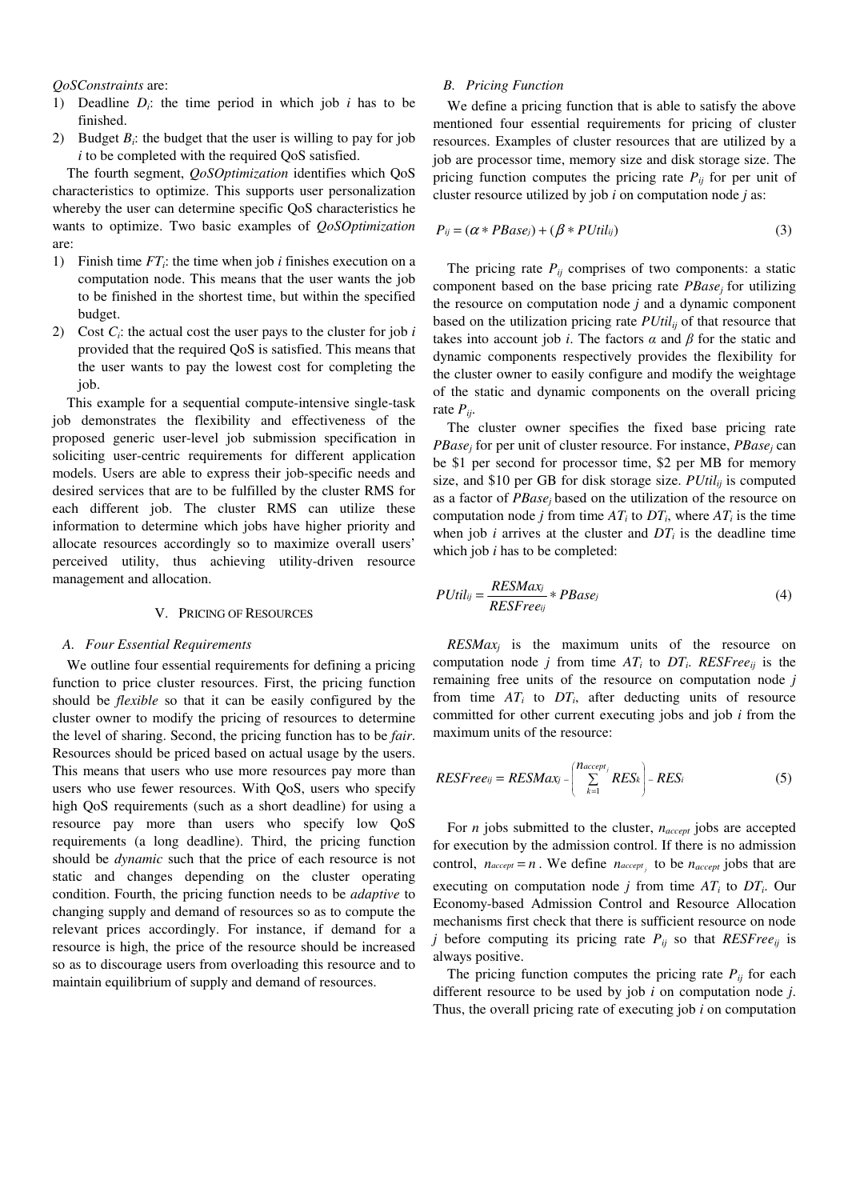*QoSConstraints* are:

1) Deadline $D_i$: the time period in which job $i$ has to be finished.
2) Budget $B_i$: the budget that the user is willing to pay for job $i$ to be completed with the required QoS satisfied.

The fourth segment, *QoSOptimization* identifies which QoS characteristics to optimize. This supports user personalization whereby the user can determine specific QoS characteristics he wants to optimize. Two basic examples of *QoSOptimization* are:

1) Finish time $FT_i$: the time when job $i$ finishes execution on a computation node. This means that the user wants the job to be finished in the shortest time, but within the specified budget.
2) Cost $C_i$: the actual cost the user pays to the cluster for job $i$ provided that the required QoS is satisfied. This means that the user wants to pay the lowest cost for completing the job.

This example for a sequential compute-intensive single-task job demonstrates the flexibility and effectiveness of the proposed generic user-level job submission specification in soliciting user-centric requirements for different application models. Users are able to express their job-specific needs and desired services that are to be fulfilled by the cluster RMS for each different job. The cluster RMS can utilize these information to determine which jobs have higher priority and allocate resources accordingly so to maximize overall users' perceived utility, thus achieving utility-driven resource management and allocation.

## V. Pricing of Resources

### A. Four Essential Requirements

We outline four essential requirements for defining a pricing function to price cluster resources. First, the pricing function should be *flexible* so that it can be easily configured by the cluster owner to modify the pricing of resources to determine the level of sharing. Second, the pricing function has to be *fair*. Resources should be priced based on actual usage by the users. This means that users who use more resources pay more than users who use fewer resources. With QoS, users who specify high QoS requirements (such as a short deadline) for using a resource pay more than users who specify low QoS requirements (a long deadline). Third, the pricing function should be *dynamic* such that the price of each resource is not static and changes depending on the cluster operating condition. Fourth, the pricing function needs to be *adaptive* to changing supply and demand of resources so as to compute the relevant prices accordingly. For instance, if demand for a resource is high, the price of the resource should be increased so as to discourage users from overloading this resource and to maintain equilibrium of supply and demand of resources.

### B. Pricing Function

We define a pricing function that is able to satisfy the above mentioned four essential requirements for pricing of cluster resources. Examples of cluster resources that are utilized by a job are processor time, memory size and disk storage size. The pricing function computes the pricing rate $P_{ij}$ for per unit of cluster resource utilized by job $i$ on computation node $j$ as:

$$P_{ij} = (\alpha * PBase_j) + (\beta * PUtil_{ij}) \tag{3}$$

The pricing rate $P_{ij}$ comprises of two components: a static component based on the base pricing rate $PBase_j$ for utilizing the resource on computation node $j$ and a dynamic component based on the utilization pricing rate $PUtil_{ij}$ of that resource that takes into account job $i$. The factors $\alpha$ and $\beta$ for the static and dynamic components respectively provides the flexibility for the cluster owner to easily configure and modify the weightage of the static and dynamic components on the overall pricing rate $P_{ij}$.

The cluster owner specifies the fixed base pricing rate $PBase_j$ for per unit of cluster resource. For instance, $PBase_j$ can be \$1 per second for processor time, \$2 per MB for memory size, and \$10 per GB for disk storage size. $PUtil_{ij}$ is computed as a factor of $PBase_j$ based on the utilization of the resource on computation node $j$ from time $AT_i$ to $DT_i$, where $AT_i$ is the time when job $i$ arrives at the cluster and $DT_i$ is the deadline time which job $i$ has to be completed:

$$PUtil_{ij} = \frac{RESMax_j}{RESFree_{ij}} * PBase_j \tag{4}$$

$RESMax_j$ is the maximum units of the resource on computation node $j$ from time $AT_i$ to $DT_i$. $RESFree_{ij}$ is the remaining free units of the resource on computation node $j$ from time $AT_i$ to $DT_i$, after deducting units of resource committed for other current executing jobs and job $i$ from the maximum units of the resource:

$$RESFree_{ij} = RESMax_j - \left( \sum_{k=1}^{n_{accept_j}} RES_k \right) - RES_i \tag{5}$$

For $n$ jobs submitted to the cluster, $n_{accept}$ jobs are accepted for execution by the admission control. If there is no admission control, $n_{accept} = n$. We define $n_{accept_j}$ to be $n_{accept}$ jobs that are executing on computation node $j$ from time $AT_i$ to $DT_i$. Our Economy-based Admission Control and Resource Allocation mechanisms first check that there is sufficient resource on node $j$ before computing its pricing rate $P_{ij}$ so that $RESFree_{ij}$ is always positive.

The pricing function computes the pricing rate $P_{ij}$ for each different resource to be used by job $i$ on computation node $j$. Thus, the overall pricing rate of executing job $i$ on computation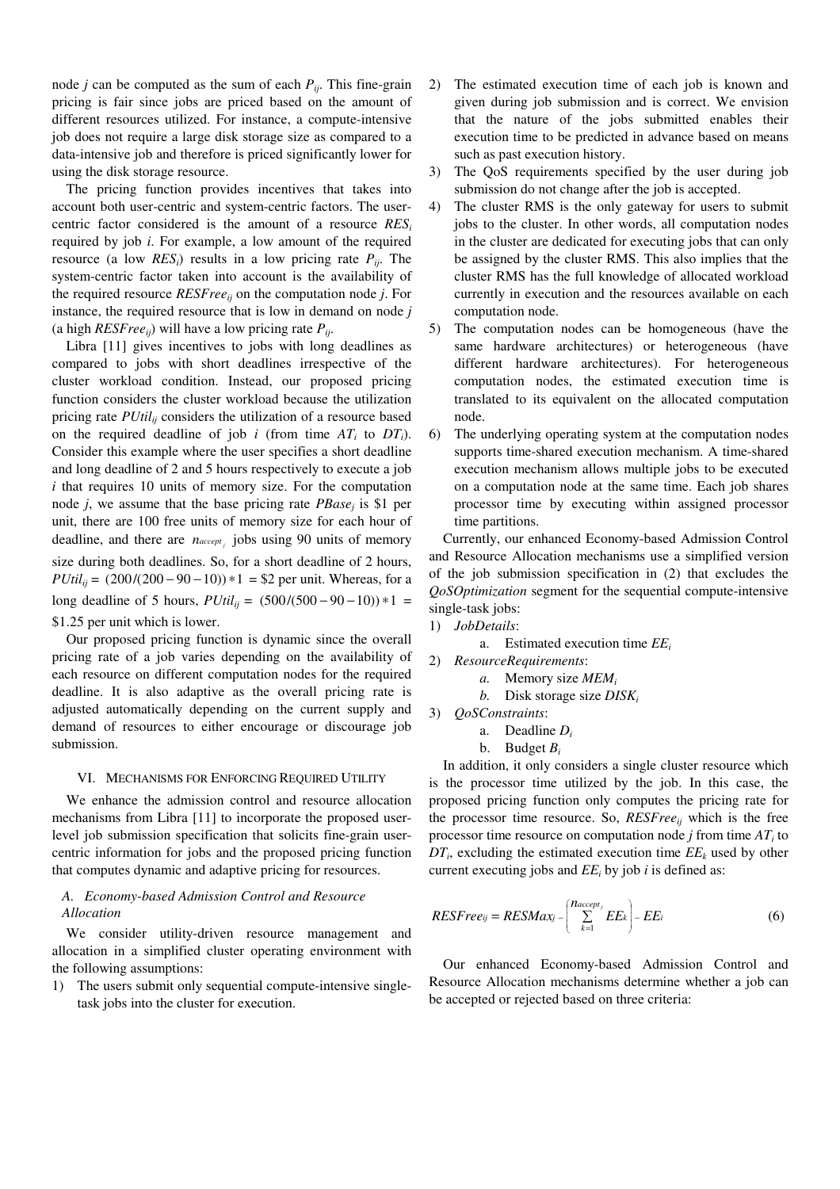node $j$ can be computed as the sum of each $P_{ij}$. This fine-grain pricing is fair since jobs are priced based on the amount of different resources utilized. For instance, a compute-intensive job does not require a large disk storage size as compared to a data-intensive job and therefore is priced significantly lower for using the disk storage resource.

The pricing function provides incentives that takes into account both user-centric and system-centric factors. The user-centric factor considered is the amount of a resource $RES_i$ required by job $i$. For example, a low amount of the required resource (a low $RES_i$) results in a low pricing rate $P_{ij}$. The system-centric factor taken into account is the availability of the required resource $RESFree_{ij}$ on the computation node $j$. For instance, the required resource that is low in demand on node $j$ (a high $RESFree_{ij}$) will have a low pricing rate $P_{ij}$.

Libra [11] gives incentives to jobs with long deadlines as compared to jobs with short deadlines irrespective of the cluster workload condition. Instead, our proposed pricing function considers the cluster workload because the utilization pricing rate $PUtil_{ij}$ considers the utilization of a resource based on the required deadline of job $i$ (from time $AT_i$ to $DT_i$). Consider this example where the user specifies a short deadline and long deadline of 2 and 5 hours respectively to execute a job $i$ that requires 10 units of memory size. For the computation node $j$, we assume that the base pricing rate $PBase_j$ is \$1 per unit, there are 100 free units of memory size for each hour of deadline, and there are $n_{accept_j}$ jobs using 90 units of memory size during both deadlines. So, for a short deadline of 2 hours, $PUtil_{ij} = (200/(200-90-10))*1$ = \$2 per unit. Whereas, for a long deadline of 5 hours, $PUtil_{ij} = (500/(500-90-10))*1$ = \$1.25 per unit which is lower.

Our proposed pricing function is dynamic since the overall pricing rate of a job varies depending on the availability of each resource on different computation nodes for the required deadline. It is also adaptive as the overall pricing rate is adjusted automatically depending on the current supply and demand of resources to either encourage or discourage job submission.

## VI. Mechanisms for Enforcing Required Utility

We enhance the admission control and resource allocation mechanisms from Libra [11] to incorporate the proposed user-level job submission specification that solicits fine-grain user-centric information for jobs and the proposed pricing function that computes dynamic and adaptive pricing for resources.

### A. Economy-based Admission Control and Resource Allocation

We consider utility-driven resource management and allocation in a simplified cluster operating environment with the following assumptions:

1) The users submit only sequential compute-intensive single-task jobs into the cluster for execution.
2) The estimated execution time of each job is known and given during job submission and is correct. We envision that the nature of the jobs submitted enables their execution time to be predicted in advance based on means such as past execution history.
3) The QoS requirements specified by the user during job submission do not change after the job is accepted.
4) The cluster RMS is the only gateway for users to submit jobs to the cluster. In other words, all computation nodes in the cluster are dedicated for executing jobs that can only be assigned by the cluster RMS. This also implies that the cluster RMS has the full knowledge of allocated workload currently in execution and the resources available on each computation node.
5) The computation nodes can be homogeneous (have the same hardware architectures) or heterogeneous (have different hardware architectures). For heterogeneous computation nodes, the estimated execution time is translated to its equivalent on the allocated computation node.
6) The underlying operating system at the computation nodes supports time-shared execution mechanism. A time-shared execution mechanism allows multiple jobs to be executed on a computation node at the same time. Each job shares processor time by executing within assigned processor time partitions.

Currently, our enhanced Economy-based Admission Control and Resource Allocation mechanisms use a simplified version of the job submission specification in (2) that excludes the *QoSOptimization* segment for the sequential compute-intensive single-task jobs:

1) *JobDetails*:
   a. Estimated execution time $EE_i$
2) *ResourceRequirements*:
   a. Memory size $MEM_i$
   b. Disk storage size $DISK_i$
3) *QoSConstraints*:
   a. Deadline $D_i$
   b. Budget $B_i$

In addition, it only considers a single cluster resource which is the processor time utilized by the job. In this case, the proposed pricing function only computes the pricing rate for the processor time resource. So, $RESFree_{ij}$ which is the free processor time resource on computation node $j$ from time $AT_i$ to $DT_i$, excluding the estimated execution time $EE_k$ used by other current executing jobs and $EE_i$ by job $i$ is defined as:

$$RESFree_{ij} = RESMax_j - \left( \sum_{k=1}^{n_{accept_j}} EE_k \right) - EE_i \qquad (6)$$

Our enhanced Economy-based Admission Control and Resource Allocation mechanisms determine whether a job can be accepted or rejected based on three criteria: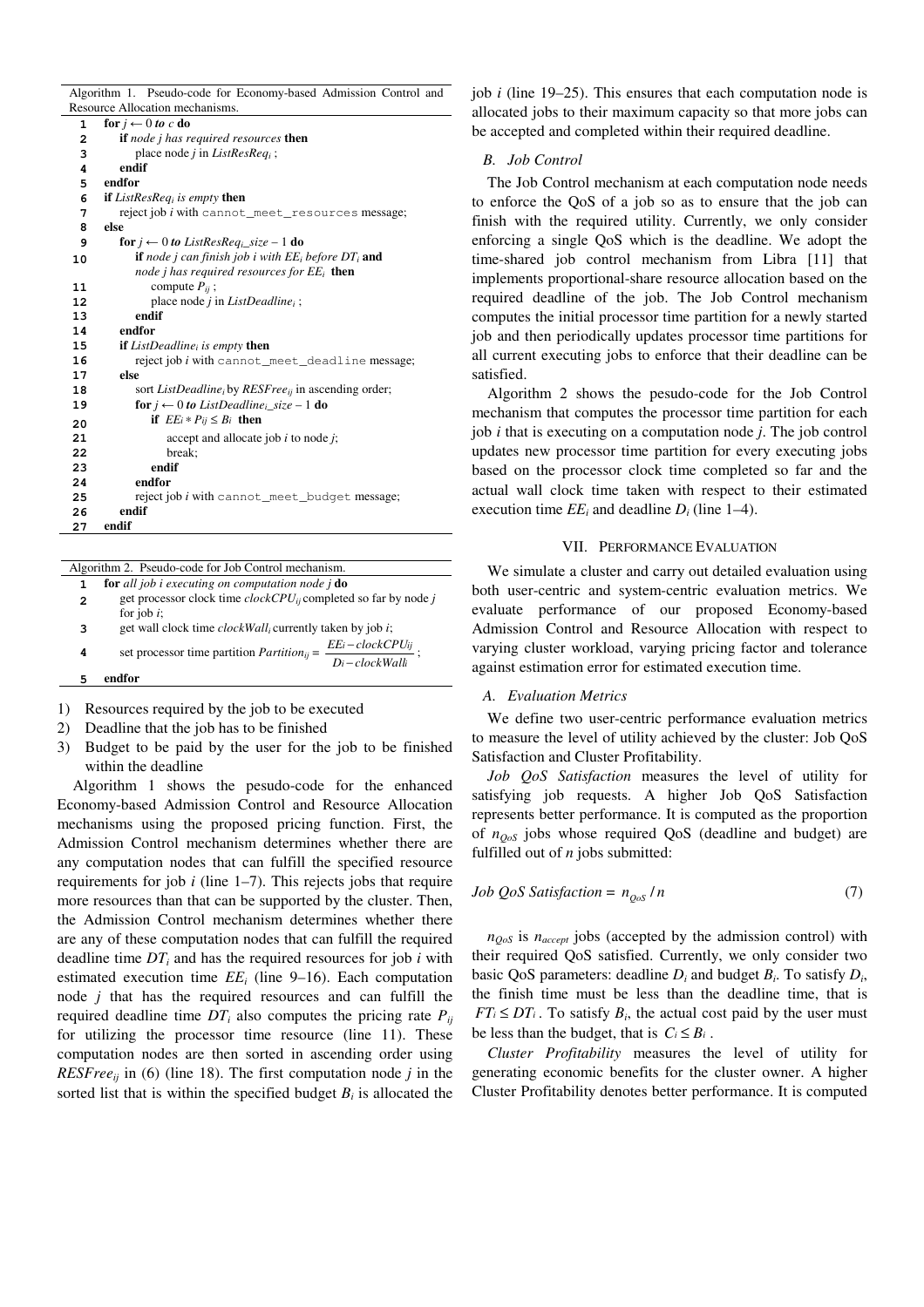Algorithm 1. Pseudo-code for Economy-based Admission Control and Resource Allocation mechanisms.

```
1   for j ← 0 to c do
2       if node j has required resources then
3           place node j in ListResReq_i ;
4       endif
5   endfor
6   if ListResReq_i is empty then
7       reject job i with cannot_meet_resources message;
8   else
9       for j ← 0 to ListResReq_i_size – 1 do
10          if node j can finish job i with EE_i before DT_i and
            node j has required resources for EE_i then
11              compute P_ij ;
12              place node j in ListDeadline_i ;
13          endif
14      endfor
15      if ListDeadline_i is empty then
16          reject job i with cannot_meet_deadline message;
17      else
18          sort ListDeadline_i by RESFree_ij in ascending order;
19          for j ← 0 to ListDeadline_i_size – 1 do
20              if EE_i * P_ij ≤ B_i then
21                  accept and allocate job i to node j;
22                  break;
23              endif
24          endfor
25          reject job i with cannot_meet_budget message;
26      endif
27  endif
```

Algorithm 2. Pseudo-code for Job Control mechanism.

```
1   for all job i executing on computation node j do
2       get processor clock time clockCPU_ij completed so far by node j
        for job i;
3       get wall clock time clockWall_i currently taken by job i;
4       set processor time partition Partition_ij = (EE_i − clockCPU_ij) / (D_i − clockWall_i) ;
5   endfor
```

1) Resources required by the job to be executed
2) Deadline that the job has to be finished
3) Budget to be paid by the user for the job to be finished within the deadline

Algorithm 1 shows the pesudo-code for the enhanced Economy-based Admission Control and Resource Allocation mechanisms using the proposed pricing function. First, the Admission Control mechanism determines whether there are any computation nodes that can fulfill the specified resource requirements for job *i* (line 1–7). This rejects jobs that require more resources than that can be supported by the cluster. Then, the Admission Control mechanism determines whether there are any of these computation nodes that can fulfill the required deadline time $DT_i$ and has the required resources for job *i* with estimated execution time $EE_i$ (line 9–16). Each computation node *j* that has the required resources and can fulfill the required deadline time $DT_i$ also computes the pricing rate $P_{ij}$ for utilizing the processor time resource (line 11). These computation nodes are then sorted in ascending order using $RESFree_{ij}$ in (6) (line 18). The first computation node *j* in the sorted list that is within the specified budget $B_i$ is allocated the job *i* (line 19–25). This ensures that each computation node is allocated jobs to their maximum capacity so that more jobs can be accepted and completed within their required deadline.

### B. Job Control

The Job Control mechanism at each computation node needs to enforce the QoS of a job so as to ensure that the job can finish with the required utility. Currently, we only consider enforcing a single QoS which is the deadline. We adopt the time-shared job control mechanism from Libra [11] that implements proportional-share resource allocation based on the required deadline of the job. The Job Control mechanism computes the initial processor time partition for a newly started job and then periodically updates processor time partitions for all current executing jobs to enforce that their deadline can be satisfied.

Algorithm 2 shows the pesudo-code for the Job Control mechanism that computes the processor time partition for each job *i* that is executing on a computation node *j*. The job control updates new processor time partition for every executing jobs based on the processor clock time completed so far and the actual wall clock time taken with respect to their estimated execution time $EE_i$ and deadline $D_i$ (line 1–4).

## VII. Performance Evaluation

We simulate a cluster and carry out detailed evaluation using both user-centric and system-centric evaluation metrics. We evaluate performance of our proposed Economy-based Admission Control and Resource Allocation with respect to varying cluster workload, varying pricing factor and tolerance against estimation error for estimated execution time.

### A. Evaluation Metrics

We define two user-centric performance evaluation metrics to measure the level of utility achieved by the cluster: Job QoS Satisfaction and Cluster Profitability.

*Job QoS Satisfaction* measures the level of utility for satisfying job requests. A higher Job QoS Satisfaction represents better performance. It is computed as the proportion of $n_{QoS}$ jobs whose required QoS (deadline and budget) are fulfilled out of *n* jobs submitted:

$$Job\ QoS\ Satisfaction = n_{QoS} / n \tag{7}$$

$n_{QoS}$ is $n_{accept}$ jobs (accepted by the admission control) with their required QoS satisfied. Currently, we only consider two basic QoS parameters: deadline $D_i$ and budget $B_i$. To satisfy $D_i$, the finish time must be less than the deadline time, that is $FT_i \leq DT_i$. To satisfy $B_i$, the actual cost paid by the user must be less than the budget, that is $C_i \leq B_i$.

*Cluster Profitability* measures the level of utility for generating economic benefits for the cluster owner. A higher Cluster Profitability denotes better performance. It is computed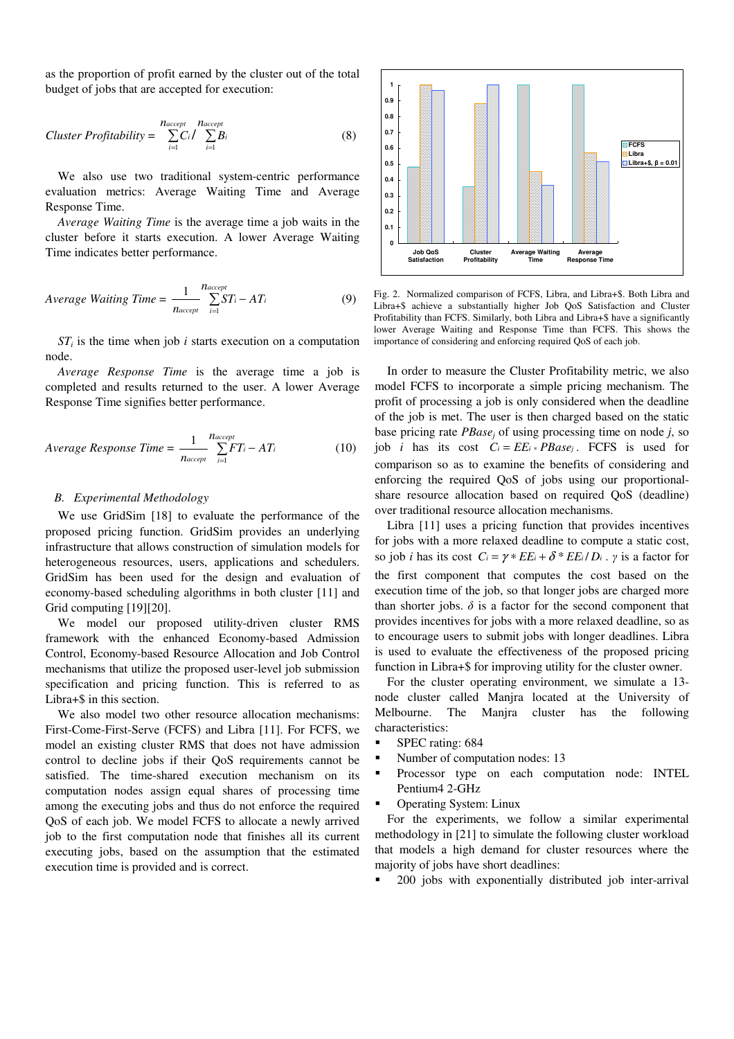as the proportion of profit earned by the cluster out of the total budget of jobs that are accepted for execution:

$$Cluster\ Profitability = \sum_{i=1}^{n_{accept}} C_i \Big/ \sum_{i=1}^{n_{accept}} B_i \tag{8}$$

We also use two traditional system-centric performance evaluation metrics: Average Waiting Time and Average Response Time.

*Average Waiting Time* is the average time a job waits in the cluster before it starts execution. A lower Average Waiting Time indicates better performance.

$$Average\ Waiting\ Time = \frac{1}{n_{accept}} \sum_{i=1}^{n_{accept}} ST_i - AT_i \tag{9}$$

$ST_i$ is the time when job $i$ starts execution on a computation node.

*Average Response Time* is the average time a job is completed and results returned to the user. A lower Average Response Time signifies better performance.

$$Average\ Response\ Time = \frac{1}{n_{accept}} \sum_{i=1}^{n_{accept}} FT_i - AT_i \tag{10}$$

### B. Experimental Methodology

We use GridSim [18] to evaluate the performance of the proposed pricing function. GridSim provides an underlying infrastructure that allows construction of simulation models for heterogeneous resources, users, applications and schedulers. GridSim has been used for the design and evaluation of economy-based scheduling algorithms in both cluster [11] and Grid computing [19][20].

We model our proposed utility-driven cluster RMS framework with the enhanced Economy-based Admission Control, Economy-based Resource Allocation and Job Control mechanisms that utilize the proposed user-level job submission specification and pricing function. This is referred to as Libra+$ in this section.

We also model two other resource allocation mechanisms: First-Come-First-Serve (FCFS) and Libra [11]. For FCFS, we model an existing cluster RMS that does not have admission control to decline jobs if their QoS requirements cannot be satisfied. The time-shared execution mechanism on its computation nodes assign equal shares of processing time among the executing jobs and thus do not enforce the required QoS of each job. We model FCFS to allocate a newly arrived job to the first computation node that finishes all its current executing jobs, based on the assumption that the estimated execution time is provided and is correct.

Fig. 2. Normalized comparison of FCFS, Libra, and Libra+$. Both Libra and Libra+$ achieve a substantially higher Job QoS Satisfaction and Cluster Profitability than FCFS. Similarly, both Libra and Libra+$ have a significantly lower Average Waiting and Response Time than FCFS. This shows the importance of considering and enforcing required QoS of each job.

In order to measure the Cluster Profitability metric, we also model FCFS to incorporate a simple pricing mechanism. The profit of processing a job is only considered when the deadline of the job is met. The user is then charged based on the static base pricing rate $PBase_j$ of using processing time on node $j$, so job $i$ has its cost $C_i = EE_i * PBase_j$. FCFS is used for comparison so as to examine the benefits of considering and enforcing the required QoS of jobs using our proportional-share resource allocation based on required QoS (deadline) over traditional resource allocation mechanisms.

Libra [11] uses a pricing function that provides incentives for jobs with a more relaxed deadline to compute a static cost, so job $i$ has its cost $C_i = \gamma * EE_i + \delta * EE_i / D_i$. $\gamma$ is a factor for the first component that computes the cost based on the execution time of the job, so that longer jobs are charged more than shorter jobs. $\delta$ is a factor for the second component that provides incentives for jobs with a more relaxed deadline, so as to encourage users to submit jobs with longer deadlines. Libra is used to evaluate the effectiveness of the proposed pricing function in Libra+$ for improving utility for the cluster owner.

For the cluster operating environment, we simulate a 13-node cluster called Manjra located at the University of Melbourne. The Manjra cluster has the following characteristics:

- SPEC rating: 684
- Number of computation nodes: 13
- Processor type on each computation node: INTEL Pentium4 2-GHz
- Operating System: Linux

For the experiments, we follow a similar experimental methodology in [21] to simulate the following cluster workload that models a high demand for cluster resources where the majority of jobs have short deadlines:

- 200 jobs with exponentially distributed job inter-arrival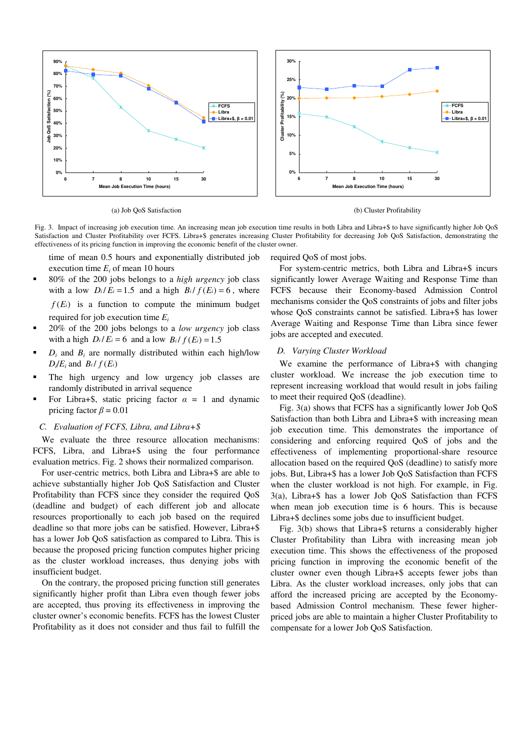(a) Job QoS Satisfaction

(b) Cluster Profitability

Fig. 3. Impact of increasing job execution time. An increasing mean job execution time results in both Libra and Libra+$ to have significantly higher Job QoS Satisfaction and Cluster Profitability over FCFS. Libra+$ generates increasing Cluster Profitability for decreasing Job QoS Satisfaction, demonstrating the effectiveness of its pricing function in improving the economic benefit of the cluster owner.

time of mean 0.5 hours and exponentially distributed job execution time $E_i$ of mean 10 hours

- 80% of the 200 jobs belongs to a *high urgency* job class with a low $D_i / E_i = 1.5$ and a high $B_i / f(E_i) = 6$, where $f(E_i)$ is a function to compute the minimum budget required for job execution time $E_i$
- 20% of the 200 jobs belongs to a *low urgency* job class with a high $D_i / E_i = 6$ and a low $B_i / f(E_i) = 1.5$
- $D_i$ and $B_i$ are normally distributed within each high/low $D_i/E_i$ and $B_i / f(E_i)$
- The high urgency and low urgency job classes are randomly distributed in arrival sequence
- For Libra+$, static pricing factor $\alpha$ = 1 and dynamic pricing factor $\beta = 0.01$

### C. *Evaluation of FCFS, Libra, and Libra+$*

We evaluate the three resource allocation mechanisms: FCFS, Libra, and Libra+$ using the four performance evaluation metrics. Fig. 2 shows their normalized comparison.

For user-centric metrics, both Libra and Libra+$ are able to achieve substantially higher Job QoS Satisfaction and Cluster Profitability than FCFS since they consider the required QoS (deadline and budget) of each different job and allocate resources proportionally to each job based on the required deadline so that more jobs can be satisfied. However, Libra+$ has a lower Job QoS satisfaction as compared to Libra. This is because the proposed pricing function computes higher pricing as the cluster workload increases, thus denying jobs with insufficient budget.

On the contrary, the proposed pricing function still generates significantly higher profit than Libra even though fewer jobs are accepted, thus proving its effectiveness in improving the cluster owner's economic benefits. FCFS has the lowest Cluster Profitability as it does not consider and thus fail to fulfill the required QoS of most jobs.

For system-centric metrics, both Libra and Libra+$ incurs significantly lower Average Waiting and Response Time than FCFS because their Economy-based Admission Control mechanisms consider the QoS constraints of jobs and filter jobs whose QoS constraints cannot be satisfied. Libra+$ has lower Average Waiting and Response Time than Libra since fewer jobs are accepted and executed.

### D. *Varying Cluster Workload*

We examine the performance of Libra+$ with changing cluster workload. We increase the job execution time to represent increasing workload that would result in jobs failing to meet their required QoS (deadline).

Fig. 3(a) shows that FCFS has a significantly lower Job QoS Satisfaction than both Libra and Libra+$ with increasing mean job execution time. This demonstrates the importance of considering and enforcing required QoS of jobs and the effectiveness of implementing proportional-share resource allocation based on the required QoS (deadline) to satisfy more jobs. But, Libra+$ has a lower Job QoS Satisfaction than FCFS when the cluster workload is not high. For example, in Fig. 3(a), Libra+$ has a lower Job QoS Satisfaction than FCFS when mean job execution time is 6 hours. This is because Libra+$ declines some jobs due to insufficient budget.

Fig. 3(b) shows that Libra+$ returns a considerably higher Cluster Profitability than Libra with increasing mean job execution time. This shows the effectiveness of the proposed pricing function in improving the economic benefit of the cluster owner even though Libra+$ accepts fewer jobs than Libra. As the cluster workload increases, only jobs that can afford the increased pricing are accepted by the Economy-based Admission Control mechanism. These fewer higher-priced jobs are able to maintain a higher Cluster Profitability to compensate for a lower Job QoS Satisfaction.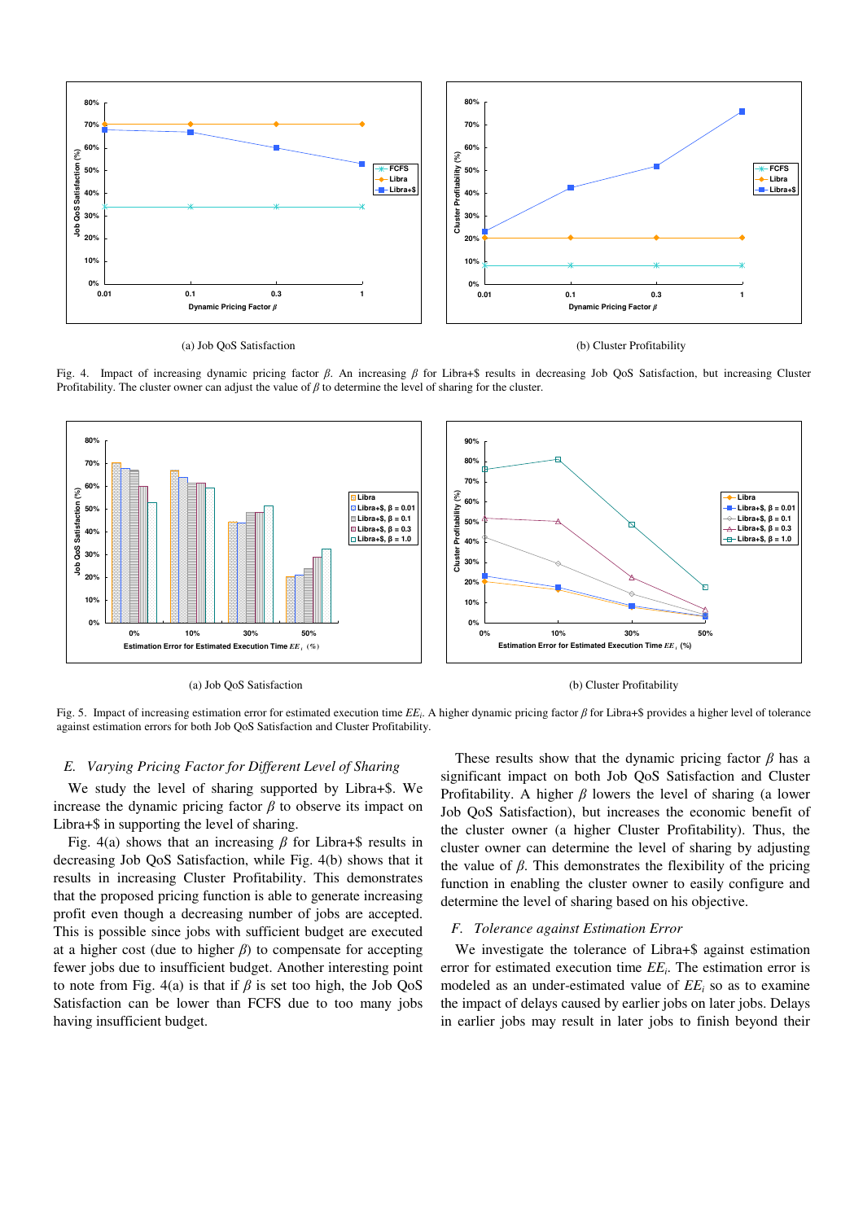(a) Job QoS Satisfaction

(b) Cluster Profitability

Fig. 4. Impact of increasing dynamic pricing factor $\beta$. An increasing $\beta$ for Libra+$ results in decreasing Job QoS Satisfaction, but increasing Cluster Profitability. The cluster owner can adjust the value of $\beta$ to determine the level of sharing for the cluster.

(a) Job QoS Satisfaction

(b) Cluster Profitability

Fig. 5. Impact of increasing estimation error for estimated execution time $EE_i$. A higher dynamic pricing factor $\beta$ for Libra+$ provides a higher level of tolerance against estimation errors for both Job QoS Satisfaction and Cluster Profitability.

### *E. Varying Pricing Factor for Different Level of Sharing*

We study the level of sharing supported by Libra+$. We increase the dynamic pricing factor $\beta$ to observe its impact on Libra+$ in supporting the level of sharing.

Fig. 4(a) shows that an increasing $\beta$ for Libra+$ results in decreasing Job QoS Satisfaction, while Fig. 4(b) shows that it results in increasing Cluster Profitability. This demonstrates that the proposed pricing function is able to generate increasing profit even though a decreasing number of jobs are accepted. This is possible since jobs with sufficient budget are executed at a higher cost (due to higher $\beta$) to compensate for accepting fewer jobs due to insufficient budget. Another interesting point to note from Fig. 4(a) is that if $\beta$ is set too high, the Job QoS Satisfaction can be lower than FCFS due to too many jobs having insufficient budget.

These results show that the dynamic pricing factor $\beta$ has a significant impact on both Job QoS Satisfaction and Cluster Profitability. A higher $\beta$ lowers the level of sharing (a lower Job QoS Satisfaction), but increases the economic benefit of the cluster owner (a higher Cluster Profitability). Thus, the cluster owner can determine the level of sharing by adjusting the value of $\beta$. This demonstrates the flexibility of the pricing function in enabling the cluster owner to easily configure and determine the level of sharing based on his objective.

### *F. Tolerance against Estimation Error*

We investigate the tolerance of Libra+$ against estimation error for estimated execution time $EE_i$. The estimation error is modeled as an under-estimated value of $EE_i$ so as to examine the impact of delays caused by earlier jobs on later jobs. Delays in earlier jobs may result in later jobs to finish beyond their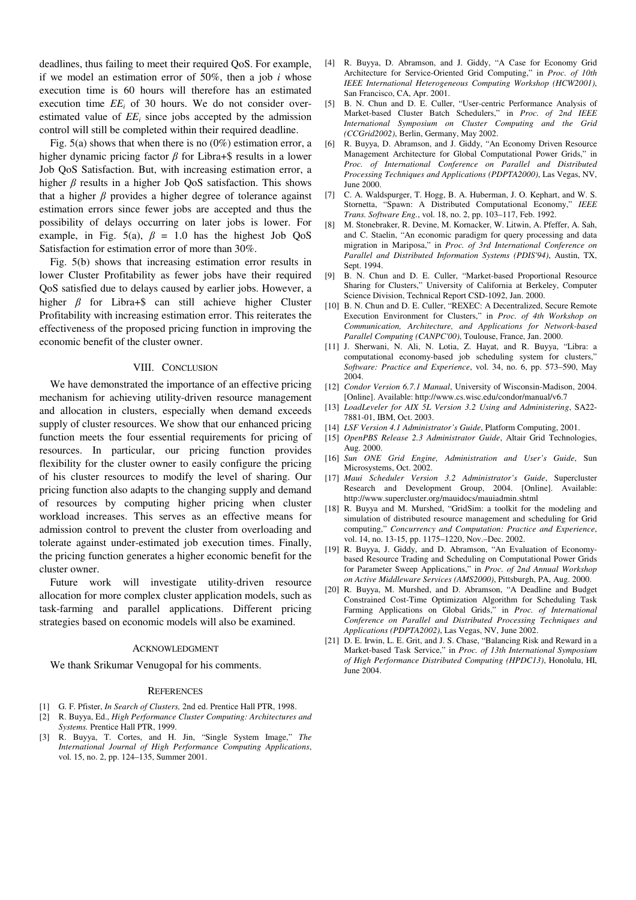deadlines, thus failing to meet their required QoS. For example, if we model an estimation error of 50%, then a job $i$ whose execution time is 60 hours will therefore has an estimated execution time $EE_i$ of 30 hours. We do not consider over-estimated value of $EE_i$ since jobs accepted by the admission control will still be completed within their required deadline.

Fig. 5(a) shows that when there is no (0%) estimation error, a higher dynamic pricing factor $\beta$ for Libra+$ results in a lower Job QoS Satisfaction. But, with increasing estimation error, a higher $\beta$ results in a higher Job QoS satisfaction. This shows that a higher $\beta$ provides a higher degree of tolerance against estimation errors since fewer jobs are accepted and thus the possibility of delays occurring on later jobs is lower. For example, in Fig. 5(a), $\beta$ = 1.0 has the highest Job QoS Satisfaction for estimation error of more than 30%.

Fig. 5(b) shows that increasing estimation error results in lower Cluster Profitability as fewer jobs have their required QoS satisfied due to delays caused by earlier jobs. However, a higher $\beta$ for Libra+$ can still achieve higher Cluster Profitability with increasing estimation error. This reiterates the effectiveness of the proposed pricing function in improving the economic benefit of the cluster owner.

## VIII. Conclusion

We have demonstrated the importance of an effective pricing mechanism for achieving utility-driven resource management and allocation in clusters, especially when demand exceeds supply of cluster resources. We show that our enhanced pricing function meets the four essential requirements for pricing of resources. In particular, our pricing function provides flexibility for the cluster owner to easily configure the pricing of his cluster resources to modify the level of sharing. Our pricing function also adapts to the changing supply and demand of resources by computing higher pricing when cluster workload increases. This serves as an effective means for admission control to prevent the cluster from overloading and tolerate against under-estimated job execution times. Finally, the pricing function generates a higher economic benefit for the cluster owner.

Future work will investigate utility-driven resource allocation for more complex cluster application models, such as task-farming and parallel applications. Different pricing strategies based on economic models will also be examined.

## Acknowledgment

We thank Srikumar Venugopal for his comments.

## References

[1] G. F. Pfister, *In Search of Clusters,* 2nd ed. Prentice Hall PTR, 1998.

[2] R. Buyya, Ed., *High Performance Cluster Computing: Architectures and Systems.* Prentice Hall PTR, 1999.

[3] R. Buyya, T. Cortes, and H. Jin, "Single System Image," *The International Journal of High Performance Computing Applications*, vol. 15, no. 2, pp. 124–135, Summer 2001.

[4] R. Buyya, D. Abramson, and J. Giddy, "A Case for Economy Grid Architecture for Service-Oriented Grid Computing," in *Proc. of 10th IEEE International Heterogeneous Computing Workshop (HCW2001)*, San Francisco, CA, Apr. 2001.

[5] B. N. Chun and D. E. Culler, "User-centric Performance Analysis of Market-based Cluster Batch Schedulers," in *Proc. of 2nd IEEE International Symposium on Cluster Computing and the Grid (CCGrid2002)*, Berlin, Germany, May 2002.

[6] R. Buyya, D. Abramson, and J. Giddy, "An Economy Driven Resource Management Architecture for Global Computational Power Grids," in *Proc. of International Conference on Parallel and Distributed Processing Techniques and Applications (PDPTA2000)*, Las Vegas, NV, June 2000.

[7] C. A. Waldspurger, T. Hogg, B. A. Huberman, J. O. Kephart, and W. S. Stornetta, "Spawn: A Distributed Computational Economy," *IEEE Trans. Software Eng.*, vol. 18, no. 2, pp. 103–117, Feb. 1992.

[8] M. Stonebraker, R. Devine, M. Kornacker, W. Litwin, A. Pfeffer, A. Sah, and C. Staelin, "An economic paradigm for query processing and data migration in Mariposa," in *Proc. of 3rd International Conference on Parallel and Distributed Information Systems (PDIS'94)*, Austin, TX, Sept. 1994.

[9] B. N. Chun and D. E. Culler, "Market-based Proportional Resource Sharing for Clusters," University of California at Berkeley, Computer Science Division, Technical Report CSD-1092, Jan. 2000.

[10] B. N. Chun and D. E. Culler, "REXEC: A Decentralized, Secure Remote Execution Environment for Clusters," in *Proc. of 4th Workshop on Communication, Architecture, and Applications for Network-based Parallel Computing (CANPC'00)*, Toulouse, France, Jan. 2000.

[11] J. Sherwani, N. Ali, N. Lotia, Z. Hayat, and R. Buyya, "Libra: a computational economy-based job scheduling system for clusters," *Software: Practice and Experience*, vol. 34, no. 6, pp. 573–590, May 2004.

[12] *Condor Version 6.7.1 Manual*, University of Wisconsin-Madison, 2004. [Online]. Available: http://www.cs.wisc.edu/condor/manual/v6.7

[13] *LoadLeveler for AIX 5L Version 3.2 Using and Administering*, SA22-7881-01, IBM, Oct. 2003.

[14] *LSF Version 4.1 Administrator's Guide*, Platform Computing, 2001.

[15] *OpenPBS Release 2.3 Administrator Guide*, Altair Grid Technologies, Aug. 2000.

[16] *Sun ONE Grid Engine, Administration and User's Guide*, Sun Microsystems, Oct. 2002.

[17] *Maui Scheduler Version 3.2 Administrator's Guide*, Supercluster Research and Development Group, 2004. [Online]. Available: http://www.supercluster.org/mauidocs/mauiadmin.shtml

[18] R. Buyya and M. Murshed, "GridSim: a toolkit for the modeling and simulation of distributed resource management and scheduling for Grid computing," *Concurrency and Computation: Practice and Experience*, vol. 14, no. 13-15, pp. 1175–1220, Nov.–Dec. 2002.

[19] R. Buyya, J. Giddy, and D. Abramson, "An Evaluation of Economy-based Resource Trading and Scheduling on Computational Power Grids for Parameter Sweep Applications," in *Proc. of 2nd Annual Workshop on Active Middleware Services (AMS2000)*, Pittsburgh, PA, Aug. 2000.

[20] R. Buyya, M. Murshed, and D. Abramson, "A Deadline and Budget Constrained Cost-Time Optimization Algorithm for Scheduling Task Farming Applications on Global Grids," in *Proc. of International Conference on Parallel and Distributed Processing Techniques and Applications (PDPTA2002)*, Las Vegas, NV, June 2002.

[21] D. E. Irwin, L. E. Grit, and J. S. Chase, "Balancing Risk and Reward in a Market-based Task Service," in *Proc. of 13th International Symposium of High Performance Distributed Computing (HPDC13)*, Honolulu, HI, June 2004.